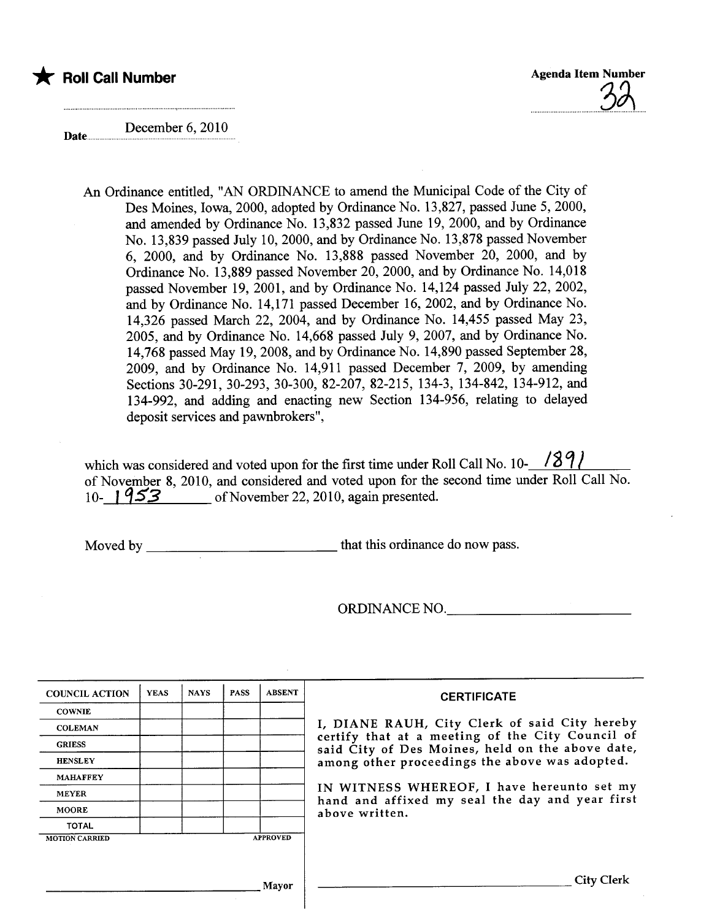★ **Roll Call Number**

**Agenda Item Number**

32

**Date** December 6, 2010

An Ordinance entitled, "AN ORDINANCE to amend the Municipal Code of the City of Des Moines, Iowa, 2000, adopted by Ordinance No. 13,827, passed June 5, 2000, and amended by Ordinance No. 13,832 passed June 19, 2000, and by Ordinance No. 13,839 passed July 10, 2000, and by Ordinance No. 13,878 passed November 6, 2000, and by Ordinance No. 13,888 passed November 20, 2000, and by Ordinance No. 13,889 passed November 20, 2000, and by Ordinance No. 14,018 passed November 19, 2001, and by Ordinance No. 14,124 passed July 22, 2002, and by Ordinance No. 14,171 passed December 16, 2002, and by Ordinance No. 14,326 passed March 22, 2004, and by Ordinance No. 14,455 passed May 23, 2005, and by Ordinance No. 14,668 passed July 9, 2007, and by Ordinance No. 14,768 passed May 19, 2008, and by Ordinance No. 14,890 passed September 28, 2009, and by Ordinance No. 14,911 passed December 7, 2009, by amending Sections 30-291, 30-293, 30-300, 82-207, 82-215, 134-3, 134-842, 134-912, and 134-992, and adding and enacting new Section 134-956, relating to delayed deposit services and pawnbrokers",

which was considered and voted upon for the first time under Roll Call No. 10-1891 of November 8, 2010, and considered and voted upon for the second time under Roll Call No. 10-1953 of November 22, 2010, again presented.

Moved by ____________________ that this ordinance do now pass.

ORDINANCE NO.____________________

| COUNCIL ACTION | YEAS | NAYS | PASS | ABSENT |
|---|---|---|---|---|
| COWNIE | | | | |
| COLEMAN | | | | |
| GRIESS | | | | |
| HENSLEY | | | | |
| MAHAFFEY | | | | |
| MEYER | | | | |
| MOORE | | | | |
| TOTAL | | | | |

MOTION CARRIED APPROVED

____________________ Mayor

**CERTIFICATE**

I, DIANE RAUH, City Clerk of said City hereby certify that at a meeting of the City Council of said City of Des Moines, held on the above date, among other proceedings the above was adopted.

IN WITNESS WHEREOF, I have hereunto set my hand and affixed my seal the day and year first above written.

____________________ City Clerk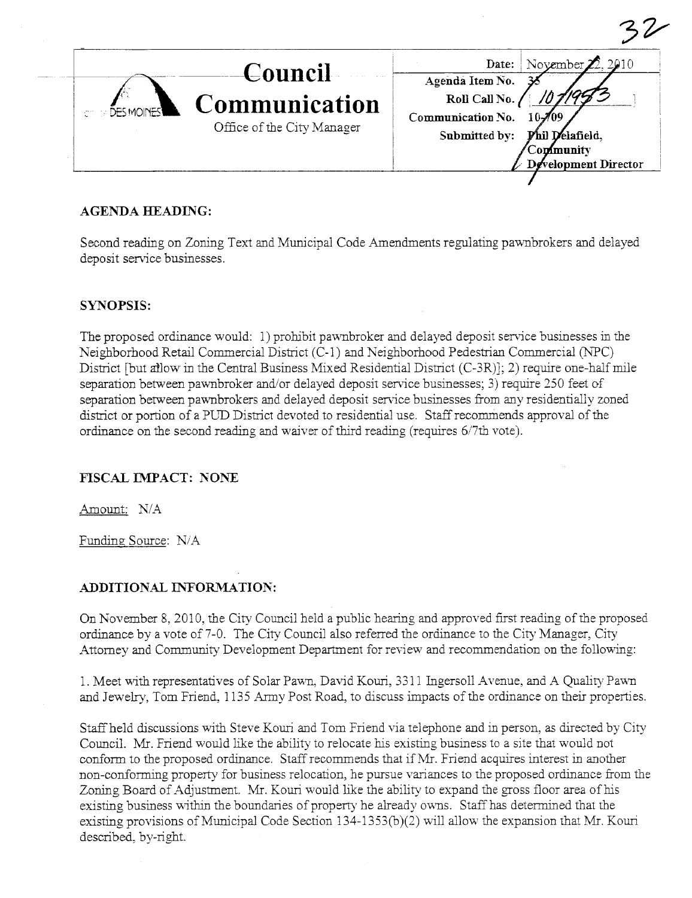32

# Council Communication

Office of the City Manager

| | |
|---|---|
| Date: | November 22, 2010 |
| Agenda Item No. | 35 |
| Roll Call No. | 10-1953 |
| Communication No. | 10-709 |
| Submitted by: | Phil Delafield, Community Development Director |

## AGENDA HEADING:

Second reading on Zoning Text and Municipal Code Amendments regulating pawnbrokers and delayed deposit service businesses.

## SYNOPSIS:

The proposed ordinance would: 1) prohibit pawnbroker and delayed deposit service businesses in the Neighborhood Retail Commercial District (C-1) and Neighborhood Pedestrian Commercial (NPC) District [but allow in the Central Business Mixed Residential District (C-3R)]; 2) require one-half mile separation between pawnbroker and/or delayed deposit service businesses; 3) require 250 feet of separation between pawnbrokers and delayed deposit service businesses from any residentially zoned district or portion of a PUD District devoted to residential use. Staff recommends approval of the ordinance on the second reading and waiver of third reading (requires 6/7th vote).

## FISCAL IMPACT: NONE

Amount: N/A

Funding Source: N/A

## ADDITIONAL INFORMATION:

On November 8, 2010, the City Council held a public hearing and approved first reading of the proposed ordinance by a vote of 7-0. The City Council also referred the ordinance to the City Manager, City Attorney and Community Development Department for review and recommendation on the following:

1. Meet with representatives of Solar Pawn, David Kouri, 3311 Ingersoll Avenue, and A Quality Pawn and Jewelry, Tom Friend, 1135 Army Post Road, to discuss impacts of the ordinance on their properties.

Staff held discussions with Steve Kouri and Tom Friend via telephone and in person, as directed by City Council. Mr. Friend would like the ability to relocate his existing business to a site that would not conform to the proposed ordinance. Staff recommends that if Mr. Friend acquires interest in another non-conforming property for business relocation, he pursue variances to the proposed ordinance from the Zoning Board of Adjustment. Mr. Kouri would like the ability to expand the gross floor area of his existing business within the boundaries of property he already owns. Staff has determined that the existing provisions of Municipal Code Section 134-1353(b)(2) will allow the expansion that Mr. Kouri described, by-right.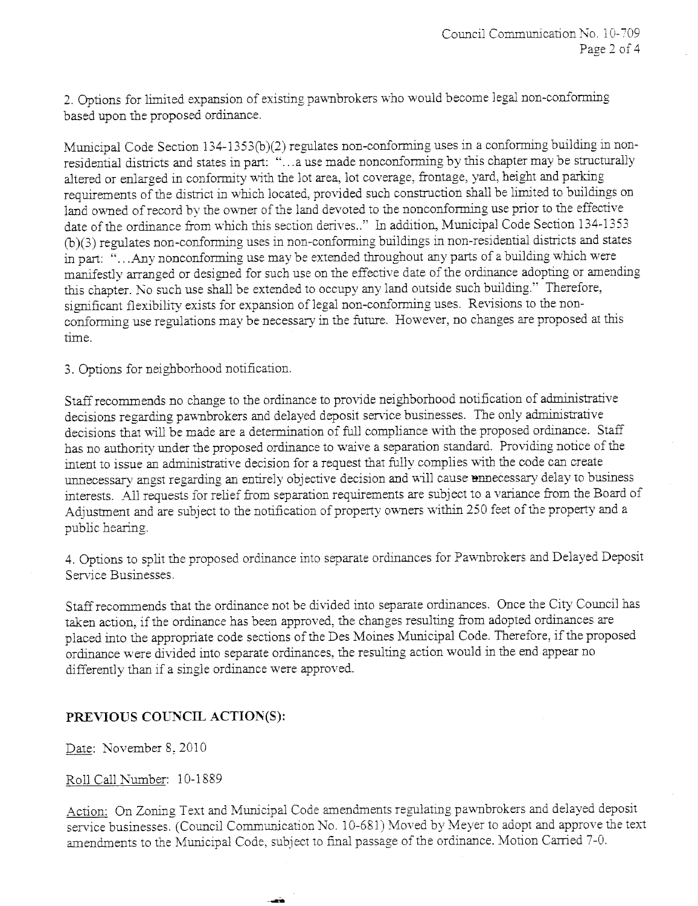2. Options for limited expansion of existing pawnbrokers who would become legal non-conforming based upon the proposed ordinance.

Municipal Code Section 134-1353(b)(2) regulates non-conforming uses in a conforming building in non-residential districts and states in part: "...a use made nonconforming by this chapter may be structurally altered or enlarged in conformity with the lot area, lot coverage, frontage, yard, height and parking requirements of the district in which located, provided such construction shall be limited to buildings on land owned of record by the owner of the land devoted to the nonconforming use prior to the effective date of the ordinance from which this section derives.." In addition, Municipal Code Section 134-1353 (b)(3) regulates non-conforming uses in non-conforming buildings in non-residential districts and states in part: "...Any nonconforming use may be extended throughout any parts of a building which were manifestly arranged or designed for such use on the effective date of the ordinance adopting or amending this chapter. No such use shall be extended to occupy any land outside such building." Therefore, significant flexibility exists for expansion of legal non-conforming uses. Revisions to the non-conforming use regulations may be necessary in the future. However, no changes are proposed at this time.

3. Options for neighborhood notification.

Staff recommends no change to the ordinance to provide neighborhood notification of administrative decisions regarding pawnbrokers and delayed deposit service businesses. The only administrative decisions that will be made are a determination of full compliance with the proposed ordinance. Staff has no authority under the proposed ordinance to waive a separation standard. Providing notice of the intent to issue an administrative decision for a request that fully complies with the code can create unnecessary angst regarding an entirely objective decision and will cause unnecessary delay to business interests. All requests for relief from separation requirements are subject to a variance from the Board of Adjustment and are subject to the notification of property owners within 250 feet of the property and a public hearing.

4. Options to split the proposed ordinance into separate ordinances for Pawnbrokers and Delayed Deposit Service Businesses.

Staff recommends that the ordinance not be divided into separate ordinances. Once the City Council has taken action, if the ordinance has been approved, the changes resulting from adopted ordinances are placed into the appropriate code sections of the Des Moines Municipal Code. Therefore, if the proposed ordinance were divided into separate ordinances, the resulting action would in the end appear no differently than if a single ordinance were approved.

## PREVIOUS COUNCIL ACTION(S):

Date: November 8, 2010

Roll Call Number: 10-1889

Action: On Zoning Text and Municipal Code amendments regulating pawnbrokers and delayed deposit service businesses. (Council Communication No. 10-681) Moved by Meyer to adopt and approve the text amendments to the Municipal Code, subject to final passage of the ordinance. Motion Carried 7-0.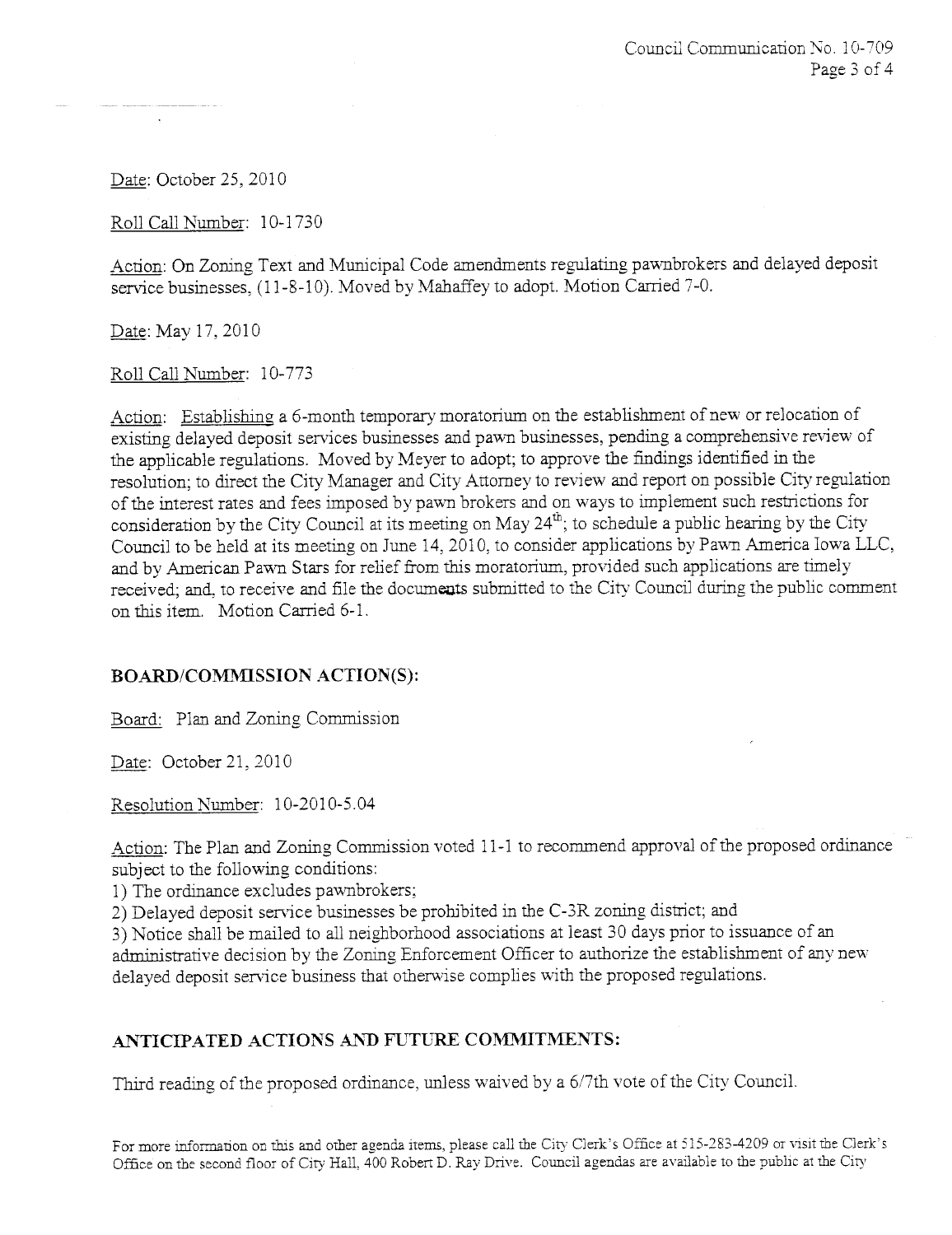Date: October 25, 2010

Roll Call Number: 10-1730

Action: On Zoning Text and Municipal Code amendments regulating pawnbrokers and delayed deposit service businesses, (11-8-10). Moved by Mahaffey to adopt. Motion Carried 7-0.

Date: May 17, 2010

Roll Call Number: 10-773

Action: Establishing a 6-month temporary moratorium on the establishment of new or relocation of existing delayed deposit services businesses and pawn businesses, pending a comprehensive review of the applicable regulations. Moved by Meyer to adopt; to approve the findings identified in the resolution; to direct the City Manager and City Attorney to review and report on possible City regulation of the interest rates and fees imposed by pawn brokers and on ways to implement such restrictions for consideration by the City Council at its meeting on May 24th; to schedule a public hearing by the City Council to be held at its meeting on June 14, 2010, to consider applications by Pawn America Iowa LLC, and by American Pawn Stars for relief from this moratorium, provided such applications are timely received; and, to receive and file the documents submitted to the City Council during the public comment on this item. Motion Carried 6-1.

## BOARD/COMMISSION ACTION(S):

Board: Plan and Zoning Commission

Date: October 21, 2010

Resolution Number: 10-2010-5.04

Action: The Plan and Zoning Commission voted 11-1 to recommend approval of the proposed ordinance subject to the following conditions:

1) The ordinance excludes pawnbrokers;
2) Delayed deposit service businesses be prohibited in the C-3R zoning district; and
3) Notice shall be mailed to all neighborhood associations at least 30 days prior to issuance of an administrative decision by the Zoning Enforcement Officer to authorize the establishment of any new delayed deposit service business that otherwise complies with the proposed regulations.

## ANTICIPATED ACTIONS AND FUTURE COMMITMENTS:

Third reading of the proposed ordinance, unless waived by a 6/7th vote of the City Council.

For more information on this and other agenda items, please call the City Clerk's Office at 515-283-4209 or visit the Clerk's Office on the second floor of City Hall, 400 Robert D. Ray Drive. Council agendas are available to the public at the City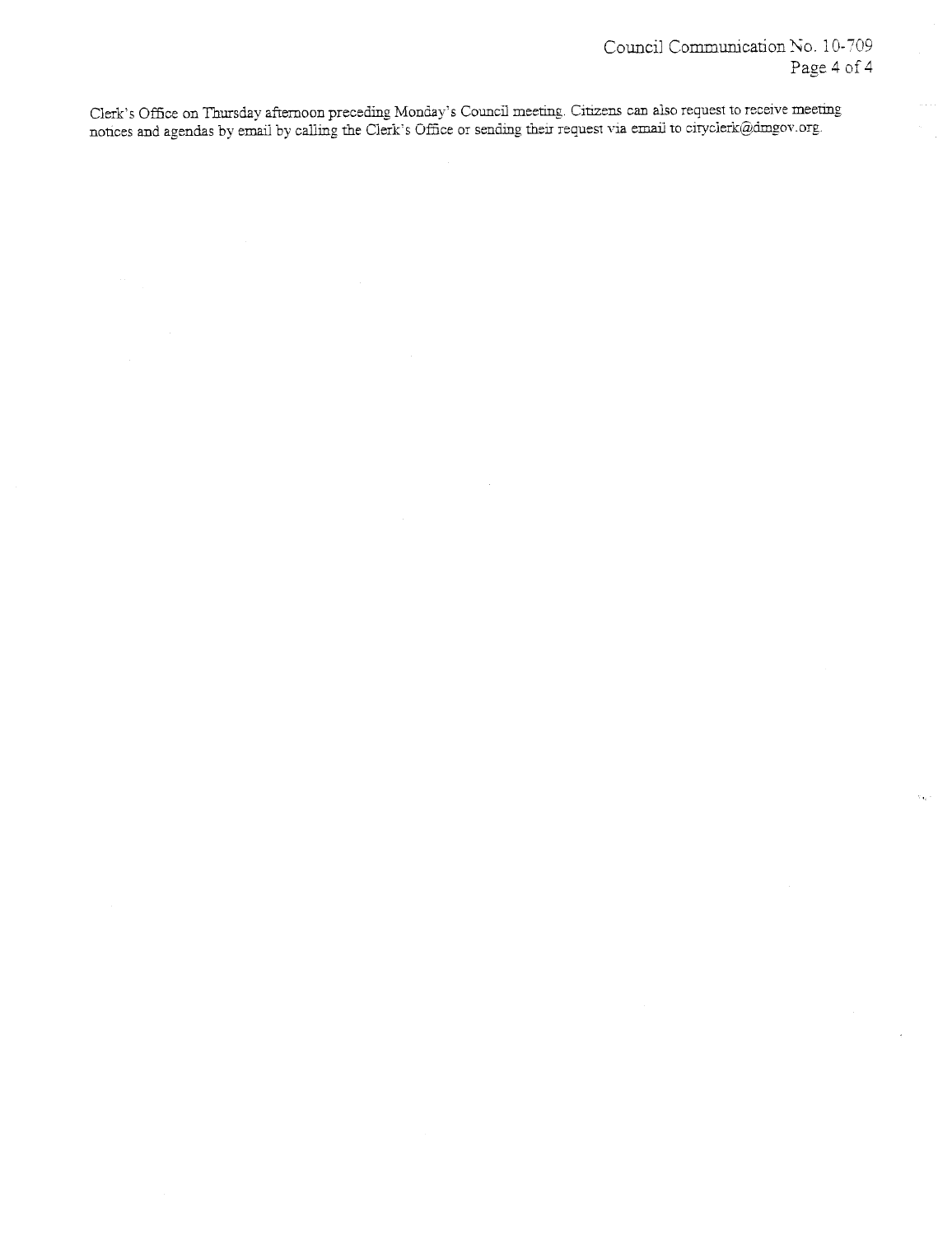Clerk's Office on Thursday afternoon preceding Monday's Council meeting. Citizens can also request to receive meeting notices and agendas by email by calling the Clerk's Office or sending their request via email to cityclerk@dmgov.org.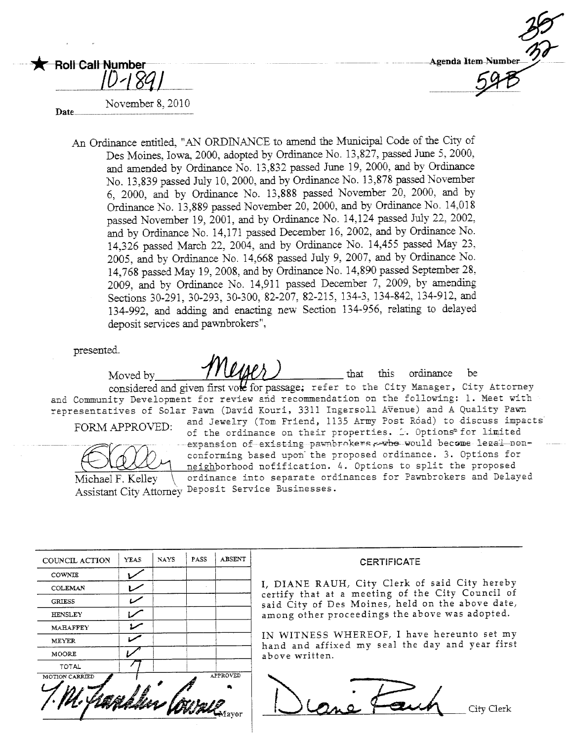★ **Roll Call Number** 10-1891

**Agenda Item Number** 35 32 59B

Date November 8, 2010

An Ordinance entitled, "AN ORDINANCE to amend the Municipal Code of the City of Des Moines, Iowa, 2000, adopted by Ordinance No. 13,827, passed June 5, 2000, and amended by Ordinance No. 13,832 passed June 19, 2000, and by Ordinance No. 13,839 passed July 10, 2000, and by Ordinance No. 13,878 passed November 6, 2000, and by Ordinance No. 13,888 passed November 20, 2000, and by Ordinance No. 13,889 passed November 20, 2000, and by Ordinance No. 14,018 passed November 19, 2001, and by Ordinance No. 14,124 passed July 22, 2002, and by Ordinance No. 14,171 passed December 16, 2002, and by Ordinance No. 14,326 passed March 22, 2004, and by Ordinance No. 14,455 passed May 23, 2005, and by Ordinance No. 14,668 passed July 9, 2007, and by Ordinance No. 14,768 passed May 19, 2008, and by Ordinance No. 14,890 passed September 28, 2009, and by Ordinance No. 14,911 passed December 7, 2009, by amending Sections 30-291, 30-293, 30-300, 82-207, 82-215, 134-3, 134-842, 134-912, and 134-992, and adding and enacting new Section 134-956, relating to delayed deposit services and pawnbrokers",

presented.

Moved by Meyer that this ordinance be considered and given first vote for passage; refer to the City Manager, City Attorney and Community Development for review and recommendation on the following: 1. Meet with representatives of Solar Pawn (David Kouri, 3311 Ingersoll Avenue) and A Quality Pawn and Jewelry (Tom Friend, 1135 Army Post Road) to discuss impacts of the ordinance on their properties. 2. Options for limited expansion of existing pawnbrokers, who would become legal non-conforming based upon the proposed ordinance. 3. Options for neighborhood notification. 4. Options to split the proposed ordinance into separate ordinances for Pawnbrokers and Delayed Deposit Service Businesses.

FORM APPROVED:

Michael F. Kelley
Assistant City Attorney

| COUNCIL ACTION | YEAS | NAYS | PASS | ABSENT |
|---|---|---|---|---|
| COWNIE | ✓ | | | |
| COLEMAN | ✓ | | | |
| GRIESS | ✓ | | | |
| HENSLEY | ✓ | | | |
| MAHAFFEY | ✓ | | | |
| MEYER | ✓ | | | |
| MOORE | ✓ | | | |
| TOTAL | 7 | | | |

MOTION CARRIED APPROVED

T.M. Franklin Cownie, Mayor

**CERTIFICATE**

I, DIANE RAUH, City Clerk of said City hereby certify that at a meeting of the City Council of said City of Des Moines, held on the above date, among other proceedings the above was adopted.

IN WITNESS WHEREOF, I have hereunto set my hand and affixed my seal the day and year first above written.

Diane Rauh, City Clerk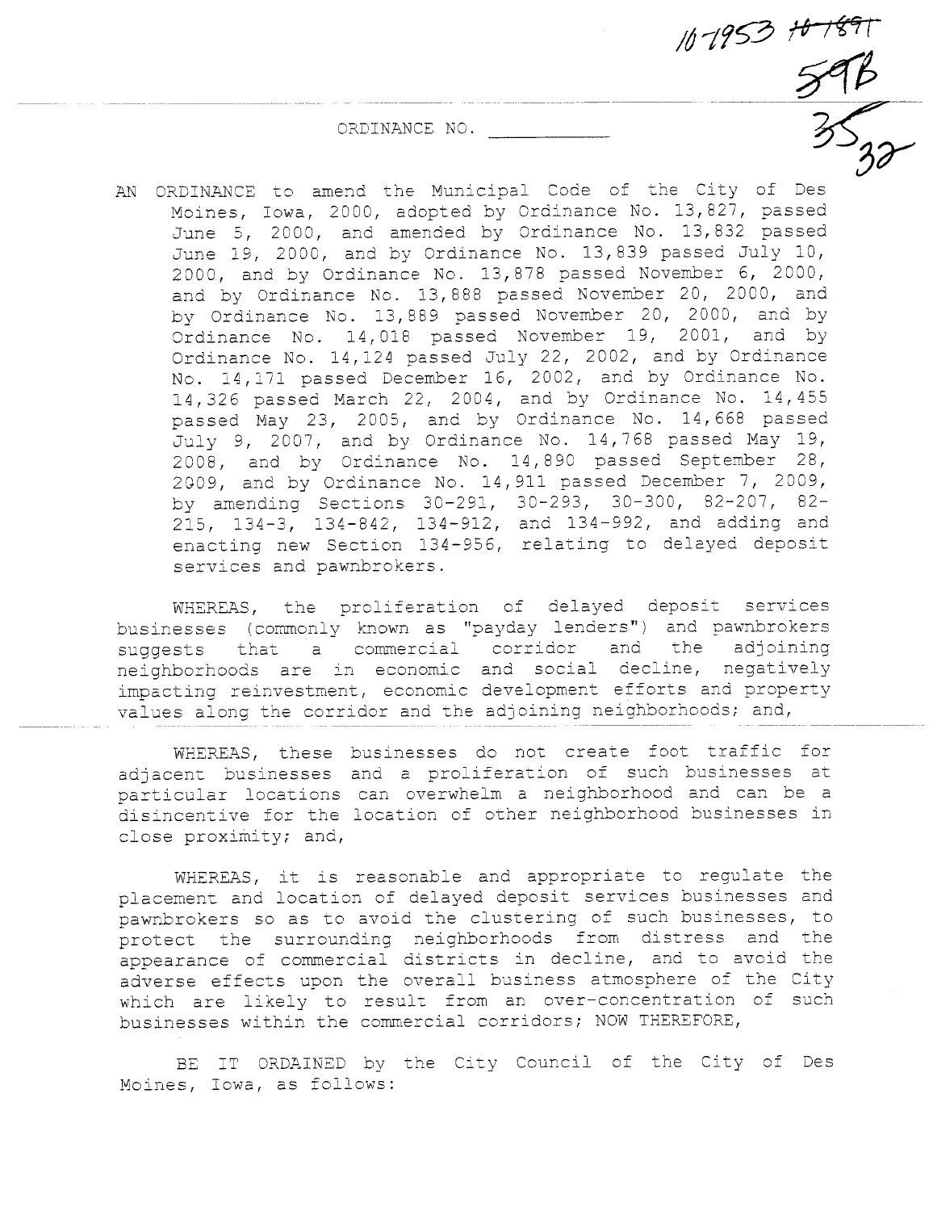10-1953 ~~10-1891~~

59B

~~35~~ 32

ORDINANCE NO. ___________

AN ORDINANCE to amend the Municipal Code of the City of Des Moines, Iowa, 2000, adopted by Ordinance No. 13,827, passed June 5, 2000, and amended by Ordinance No. 13,832 passed June 19, 2000, and by Ordinance No. 13,839 passed July 10, 2000, and by Ordinance No. 13,878 passed November 6, 2000, and by Ordinance No. 13,888 passed November 20, 2000, and by Ordinance No. 13,889 passed November 20, 2000, and by Ordinance No. 14,018 passed November 19, 2001, and by Ordinance No. 14,124 passed July 22, 2002, and by Ordinance No. 14,171 passed December 16, 2002, and by Ordinance No. 14,326 passed March 22, 2004, and by Ordinance No. 14,455 passed May 23, 2005, and by Ordinance No. 14,668 passed July 9, 2007, and by Ordinance No. 14,768 passed May 19, 2008, and by Ordinance No. 14,890 passed September 28, 2009, and by Ordinance No. 14,911 passed December 7, 2009, by amending Sections 30-291, 30-293, 30-300, 82-207, 82-215, 134-3, 134-842, 134-912, and 134-992, and adding and enacting new Section 134-956, relating to delayed deposit services and pawnbrokers.

WHEREAS, the proliferation of delayed deposit services businesses (commonly known as "payday lenders") and pawnbrokers suggests that a commercial corridor and the adjoining neighborhoods are in economic and social decline, negatively impacting reinvestment, economic development efforts and property values along the corridor and the adjoining neighborhoods; and,

WHEREAS, these businesses do not create foot traffic for adjacent businesses and a proliferation of such businesses at particular locations can overwhelm a neighborhood and can be a disincentive for the location of other neighborhood businesses in close proximity; and,

WHEREAS, it is reasonable and appropriate to regulate the placement and location of delayed deposit services businesses and pawnbrokers so as to avoid the clustering of such businesses, to protect the surrounding neighborhoods from distress and the appearance of commercial districts in decline, and to avoid the adverse effects upon the overall business atmosphere of the City which are likely to result from an over-concentration of such businesses within the commercial corridors; NOW THEREFORE,

BE IT ORDAINED by the City Council of the City of Des Moines, Iowa, as follows: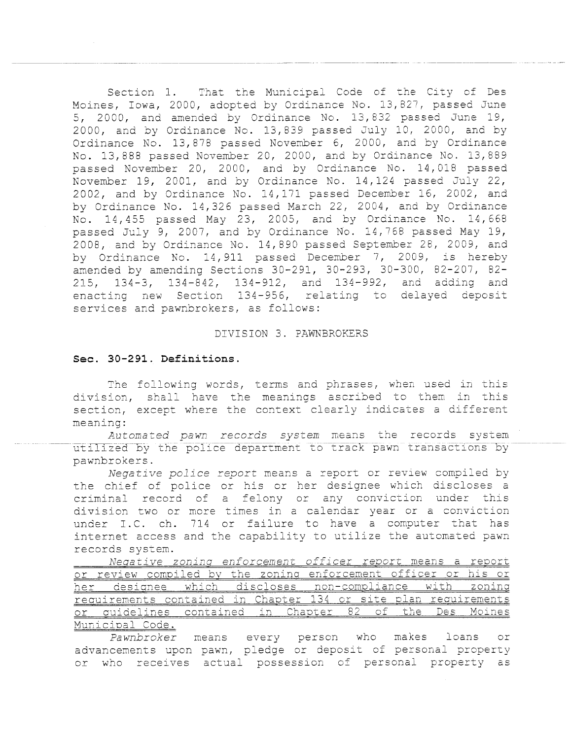Section 1. That the Municipal Code of the City of Des Moines, Iowa, 2000, adopted by Ordinance No. 13,827, passed June 5, 2000, and amended by Ordinance No. 13,832 passed June 19, 2000, and by Ordinance No. 13,839 passed July 10, 2000, and by Ordinance No. 13,878 passed November 6, 2000, and by Ordinance No. 13,888 passed November 20, 2000, and by Ordinance No. 13,889 passed November 20, 2000, and by Ordinance No. 14,018 passed November 19, 2001, and by Ordinance No. 14,124 passed July 22, 2002, and by Ordinance No. 14,171 passed December 16, 2002, and by Ordinance No. 14,326 passed March 22, 2004, and by Ordinance No. 14,455 passed May 23, 2005, and by Ordinance No. 14,668 passed July 9, 2007, and by Ordinance No. 14,768 passed May 19, 2008, and by Ordinance No. 14,890 passed September 28, 2009, and by Ordinance No. 14,911 passed December 7, 2009, is hereby amended by amending Sections 30-291, 30-293, 30-300, 82-207, 82-215, 134-3, 134-842, 134-912, and 134-992, and adding and enacting new Section 134-956, relating to delayed deposit services and pawnbrokers, as follows:

DIVISION 3. PAWNBROKERS

**Sec. 30-291. Definitions.**

The following words, terms and phrases, when used in this division, shall have the meanings ascribed to them in this section, except where the context clearly indicates a different meaning:

*Automated pawn records system* means the records system utilized by the police department to track pawn transactions by pawnbrokers.

*Negative police report* means a report or review compiled by the chief of police or his or her designee which discloses a criminal record of a felony or any conviction under this division two or more times in a calendar year or a conviction under I.C. ch. 714 or failure to have a computer that has internet access and the capability to utilize the automated pawn records system.

<u>*Negative zoning enforcement officer report* means a report or review compiled by the zoning enforcement officer or his or her designee which discloses non-compliance with zoning requirements contained in Chapter 134 or site plan requirements or guidelines contained in Chapter 82 of the Des Moines Municipal Code.</u>

*Pawnbroker* means every person who makes loans or advancements upon pawn, pledge or deposit of personal property or who receives actual possession of personal property as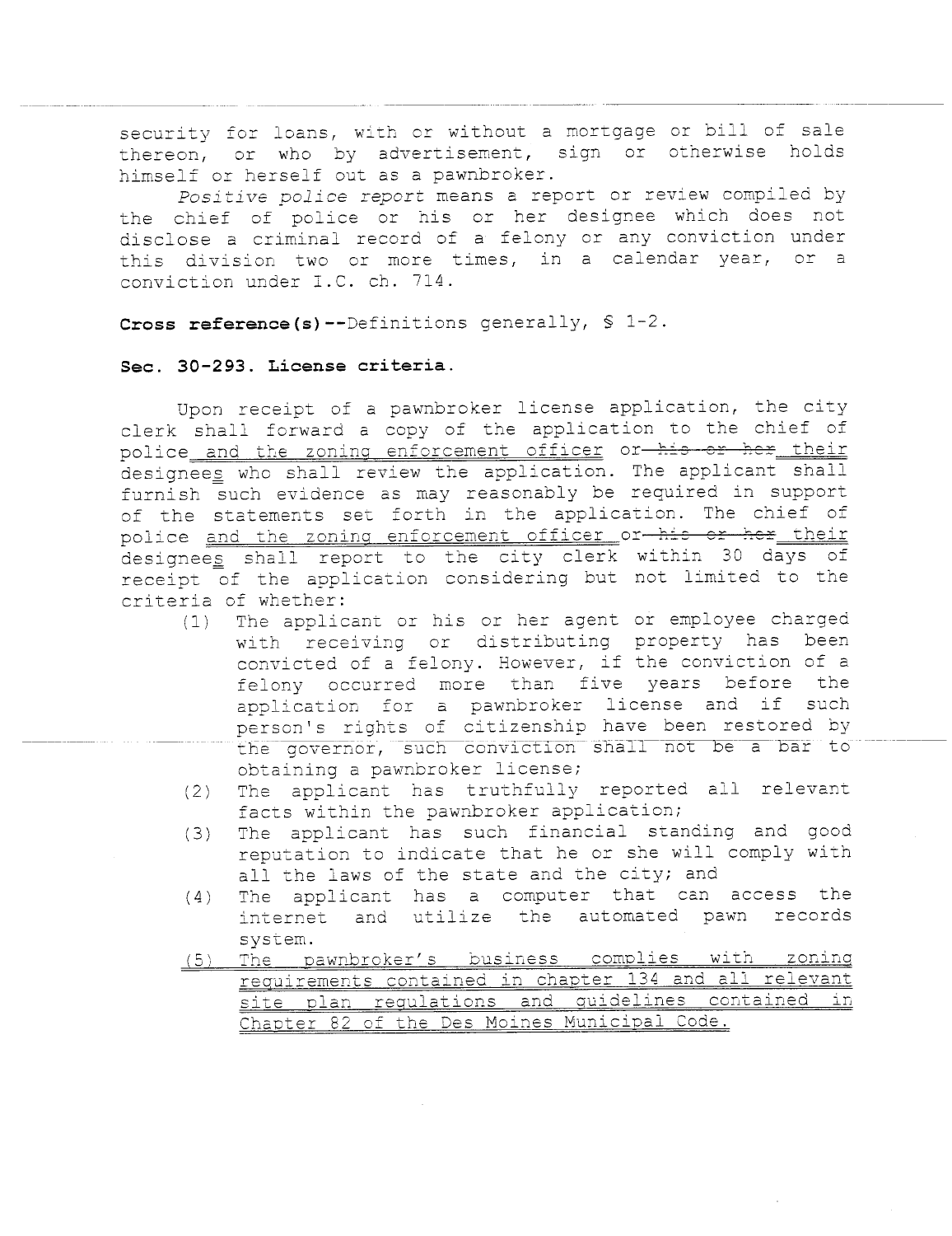security for loans, with or without a mortgage or bill of sale thereon, or who by advertisement, sign or otherwise holds himself or herself out as a pawnbroker.

*Positive police report* means a report or review compiled by the chief of police or his or her designee which does not disclose a criminal record of a felony or any conviction under this division two or more times, in a calendar year, or a conviction under I.C. ch. 714.

**Cross reference(s)**--Definitions generally, § 1-2.

**Sec. 30-293. License criteria.**

Upon receipt of a pawnbroker license application, the city clerk shall forward a copy of the application to the chief of police <u>and the zoning enforcement officer</u> or ~~his or her~~ <u>their</u> designee<u>s</u> who shall review the application. The applicant shall furnish such evidence as may reasonably be required in support of the statements set forth in the application. The chief of police <u>and the zoning enforcement officer</u> or ~~his or her~~ <u>their</u> designee<u>s</u> shall report to the city clerk within 30 days of receipt of the application considering but not limited to the criteria of whether:

(1) The applicant or his or her agent or employee charged with receiving or distributing property has been convicted of a felony. However, if the conviction of a felony occurred more than five years before the application for a pawnbroker license and if such person's rights of citizenship have been restored by the governor, such conviction shall not be a bar to obtaining a pawnbroker license;

(2) The applicant has truthfully reported all relevant facts within the pawnbroker application;

(3) The applicant has such financial standing and good reputation to indicate that he or she will comply with all the laws of the state and the city; and

(4) The applicant has a computer that can access the internet and utilize the automated pawn records system.

<u>(5) The pawnbroker's business complies with zoning requirements contained in chapter 134 and all relevant site plan regulations and guidelines contained in Chapter 82 of the Des Moines Municipal Code.</u>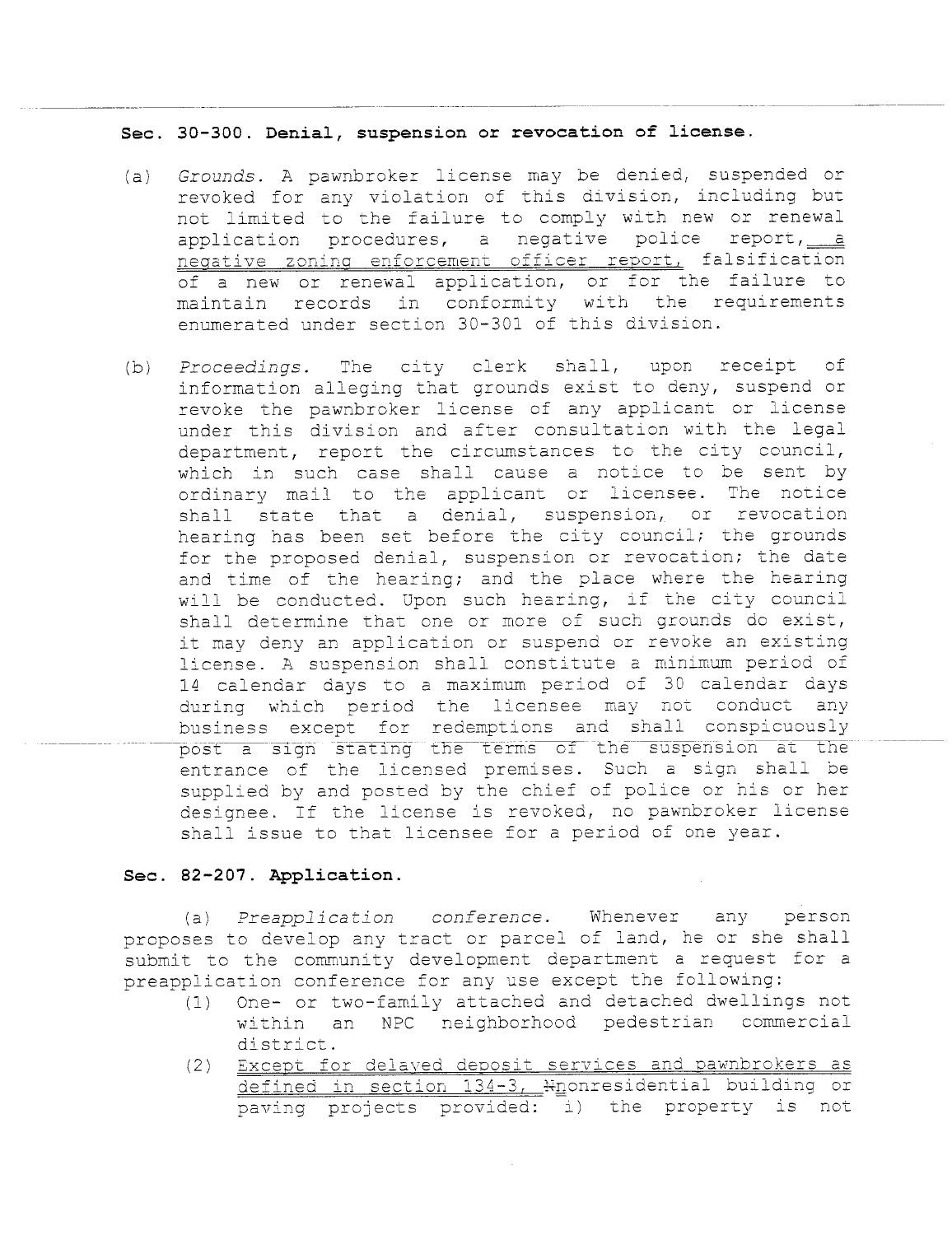**Sec. 30-300. Denial, suspension or revocation of license.**

(a) *Grounds.* A pawnbroker license may be denied, suspended or revoked for any violation of this division, including but not limited to the failure to comply with new or renewal application procedures, a negative police report, a negative zoning enforcement officer report, falsification of a new or renewal application, or for the failure to maintain records in conformity with the requirements enumerated under section 30-301 of this division.

(b) *Proceedings.* The city clerk shall, upon receipt of information alleging that grounds exist to deny, suspend or revoke the pawnbroker license of any applicant or license under this division and after consultation with the legal department, report the circumstances to the city council, which in such case shall cause a notice to be sent by ordinary mail to the applicant or licensee. The notice shall state that a denial, suspension, or revocation hearing has been set before the city council; the grounds for the proposed denial, suspension or revocation; the date and time of the hearing; and the place where the hearing will be conducted. Upon such hearing, if the city council shall determine that one or more of such grounds do exist, it may deny an application or suspend or revoke an existing license. A suspension shall constitute a minimum period of 14 calendar days to a maximum period of 30 calendar days during which period the licensee may not conduct any business except for redemptions and shall conspicuously post a sign stating the terms of the suspension at the entrance of the licensed premises. Such a sign shall be supplied by and posted by the chief of police or his or her designee. If the license is revoked, no pawnbroker license shall issue to that licensee for a period of one year.

**Sec. 82-207. Application.**

(a) *Preapplication conference.* Whenever any person proposes to develop any tract or parcel of land, he or she shall submit to the community development department a request for a preapplication conference for any use except the following:

(1) One- or two-family attached and detached dwellings not within an NPC neighborhood pedestrian commercial district.

(2) Except for delayed deposit services and pawnbrokers as defined in section 134-3, ~~N~~nonresidential building or paving projects provided: i) the property is not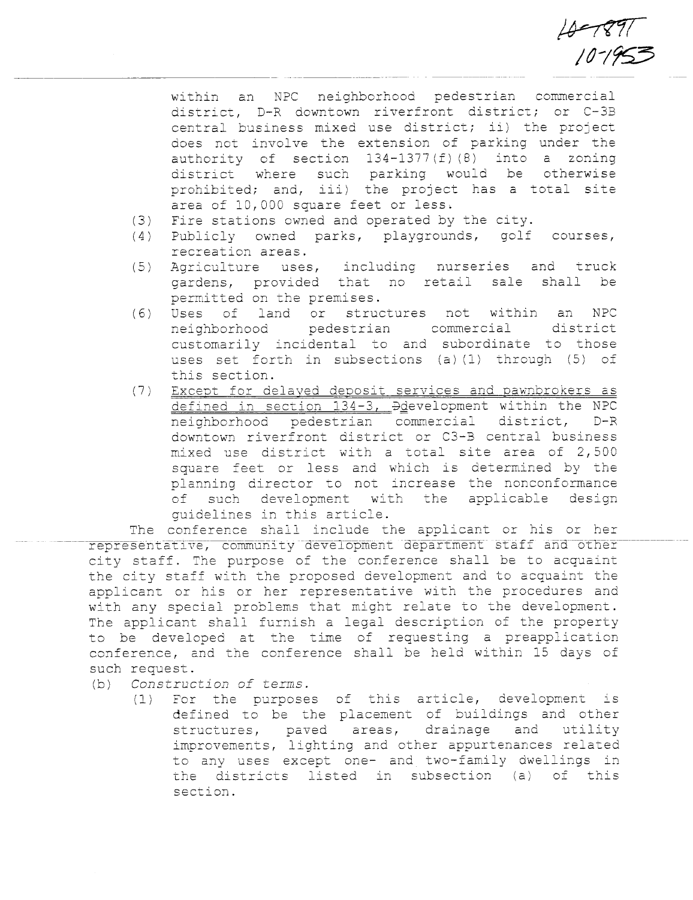10-1897
10-1953

within an NPC neighborhood pedestrian commercial district, D-R downtown riverfront district; or C-3B central business mixed use district; ii) the project does not involve the extension of parking under the authority of section 134-1377(f)(8) into a zoning district where such parking would be otherwise prohibited; and, iii) the project has a total site area of 10,000 square feet or less.

(3) Fire stations owned and operated by the city.

(4) Publicly owned parks, playgrounds, golf courses, recreation areas.

(5) Agriculture uses, including nurseries and truck gardens, provided that no retail sale shall be permitted on the premises.

(6) Uses of land or structures not within an NPC neighborhood pedestrian commercial district customarily incidental to and subordinate to those uses set forth in subsections (a)(1) through (5) of this section.

(7) Except for delayed deposit services and pawnbrokers as defined in section 134-3, ~~D~~development within the NPC neighborhood pedestrian commercial district, D-R downtown riverfront district or C3-B central business mixed use district with a total site area of 2,500 square feet or less and which is determined by the planning director to not increase the nonconformance of such development with the applicable design guidelines in this article.

The conference shall include the applicant or his or her representative, community development department staff and other city staff. The purpose of the conference shall be to acquaint the city staff with the proposed development and to acquaint the applicant or his or her representative with the procedures and with any special problems that might relate to the development. The applicant shall furnish a legal description of the property to be developed at the time of requesting a preapplication conference, and the conference shall be held within 15 days of such request.

(b) *Construction of terms.*

(1) For the purposes of this article, development is defined to be the placement of buildings and other structures, paved areas, drainage and utility improvements, lighting and other appurtenances related to any uses except one- and two-family dwellings in the districts listed in subsection (a) of this section.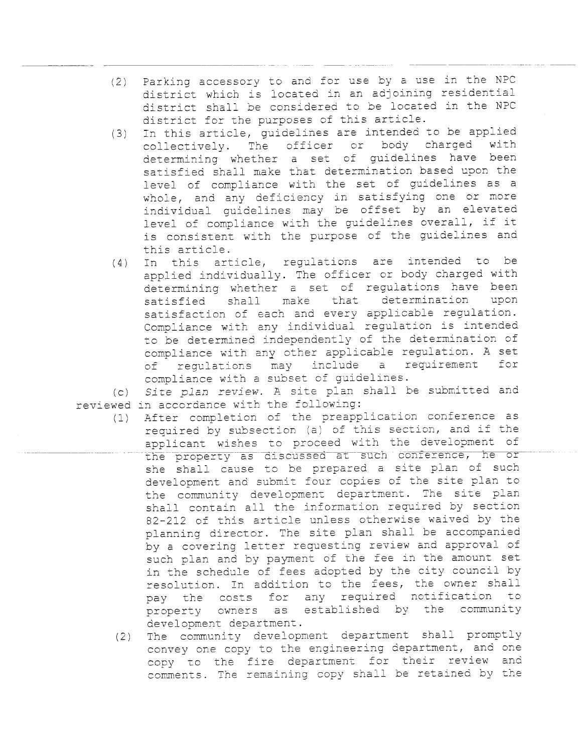(2) Parking accessory to and for use by a use in the NPC district which is located in an adjoining residential district shall be considered to be located in the NPC district for the purposes of this article.

(3) In this article, guidelines are intended to be applied collectively. The officer or body charged with determining whether a set of guidelines have been satisfied shall make that determination based upon the level of compliance with the set of guidelines as a whole, and any deficiency in satisfying one or more individual guidelines may be offset by an elevated level of compliance with the guidelines overall, if it is consistent with the purpose of the guidelines and this article.

(4) In this article, regulations are intended to be applied individually. The officer or body charged with determining whether a set of regulations have been satisfied shall make that determination upon satisfaction of each and every applicable regulation. Compliance with any individual regulation is intended to be determined independently of the determination of compliance with any other applicable regulation. A set of regulations may include a requirement for compliance with a subset of guidelines.

(c) *Site plan review.* A site plan shall be submitted and reviewed in accordance with the following:

(1) After completion of the preapplication conference as required by subsection (a) of this section, and if the applicant wishes to proceed with the development of the property as discussed at such conference, he or she shall cause to be prepared a site plan of such development and submit four copies of the site plan to the community development department. The site plan shall contain all the information required by section 82-212 of this article unless otherwise waived by the planning director. The site plan shall be accompanied by a covering letter requesting review and approval of such plan and by payment of the fee in the amount set in the schedule of fees adopted by the city council by resolution. In addition to the fees, the owner shall pay the costs for any required notification to property owners as established by the community development department.

(2) The community development department shall promptly convey one copy to the engineering department, and one copy to the fire department for their review and comments. The remaining copy shall be retained by the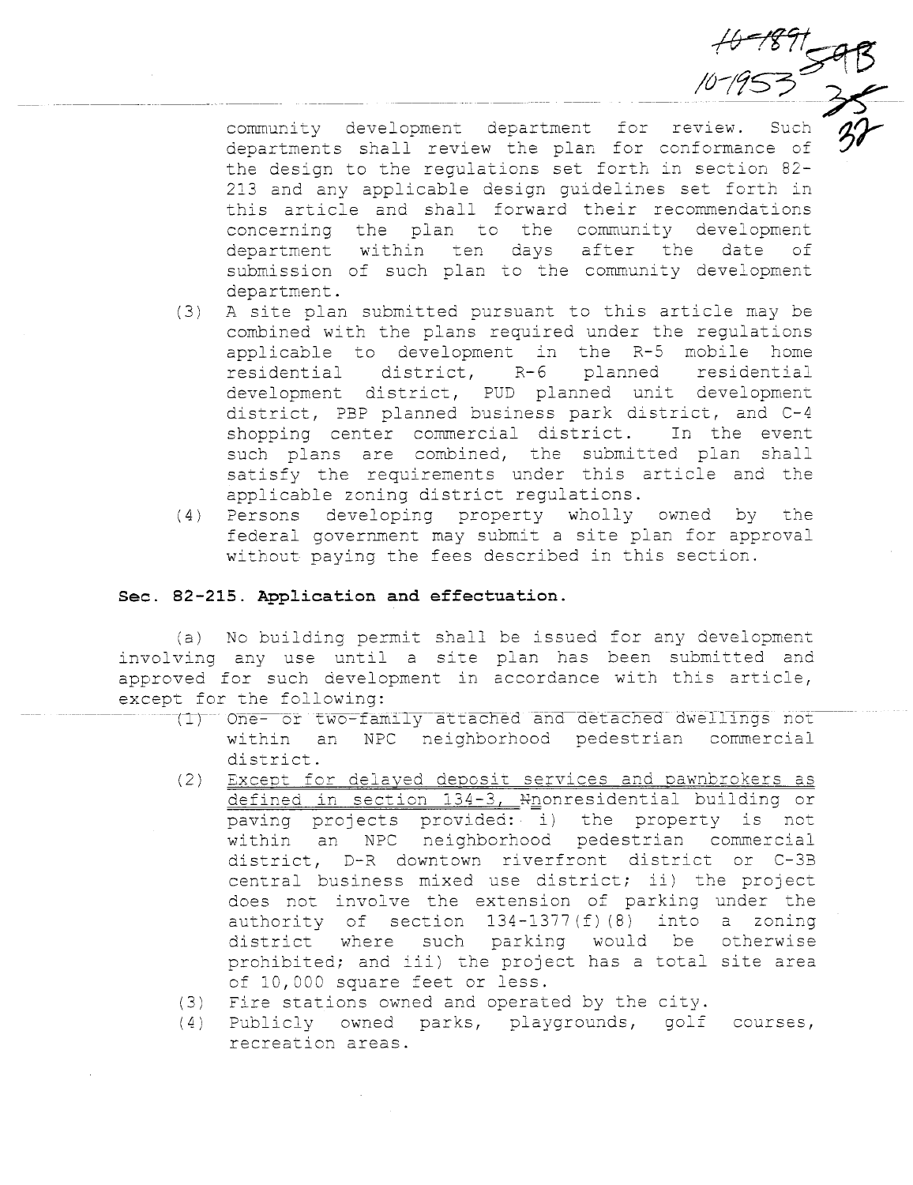community development department for review. Such departments shall review the plan for conformance of the design to the regulations set forth in section 82-213 and any applicable design guidelines set forth in this article and shall forward their recommendations concerning the plan to the community development department within ten days after the date of submission of such plan to the community development department.

(3) A site plan submitted pursuant to this article may be combined with the plans required under the regulations applicable to development in the R-5 mobile home residential district, R-6 planned residential development district, PUD planned unit development district, PBP planned business park district, and C-4 shopping center commercial district. In the event such plans are combined, the submitted plan shall satisfy the requirements under this article and the applicable zoning district regulations.

(4) Persons developing property wholly owned by the federal government may submit a site plan for approval without paying the fees described in this section.

**Sec. 82-215. Application and effectuation.**

(a) No building permit shall be issued for any development involving any use until a site plan has been submitted and approved for such development in accordance with this article, except for the following:

(1) One- or two-family attached and detached dwellings not within an NPC neighborhood pedestrian commercial district.

(2) Except for delayed deposit services and pawnbrokers as defined in section 134-3, ~~N~~nonresidential building or paving projects provided: i) the property is not within an NPC neighborhood pedestrian commercial district, D-R downtown riverfront district or C-3B central business mixed use district; ii) the project does not involve the extension of parking under the authority of section 134-1377(f)(8) into a zoning district where such parking would be otherwise prohibited; and iii) the project has a total site area of 10,000 square feet or less.

(3) Fire stations owned and operated by the city.

(4) Publicly owned parks, playgrounds, golf courses, recreation areas.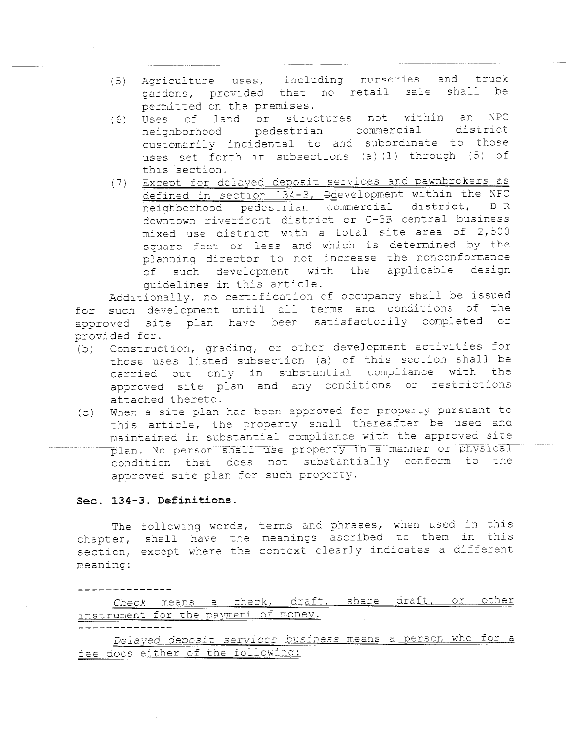(5) Agriculture uses, including nurseries and truck gardens, provided that no retail sale shall be permitted on the premises.

(6) Uses of land or structures not within an NPC neighborhood pedestrian commercial district customarily incidental to and subordinate to those uses set forth in subsections (a)(1) through (5) of this section.

(7) <u>Except for delayed deposit services and pawnbrokers as defined in section 134-3,</u> ~~D~~<u>d</u>evelopment within the NPC neighborhood pedestrian commercial district, D-R downtown riverfront district or C-3B central business mixed use district with a total site area of 2,500 square feet or less and which is determined by the planning director to not increase the nonconformance of such development with the applicable design guidelines in this article.

Additionally, no certification of occupancy shall be issued for such development until all terms and conditions of the approved site plan have been satisfactorily completed or provided for.

(b) Construction, grading, or other development activities for those uses listed subsection (a) of this section shall be carried out only in substantial compliance with the approved site plan and any conditions or restrictions attached thereto.

(c) When a site plan has been approved for property pursuant to this article, the property shall thereafter be used and maintained in substantial compliance with the approved site plan. No person shall use property in a manner or physical condition that does not substantially conform to the approved site plan for such property.

**Sec. 134-3. Definitions.**

The following words, terms and phrases, when used in this chapter, shall have the meanings ascribed to them in this section, except where the context clearly indicates a different meaning:

--------------

<u>*Check* means a check, draft, share draft, or other instrument for the payment of money.</u>

--------------

<u>*Delayed deposit services business* means a person who for a fee does either of the following:</u>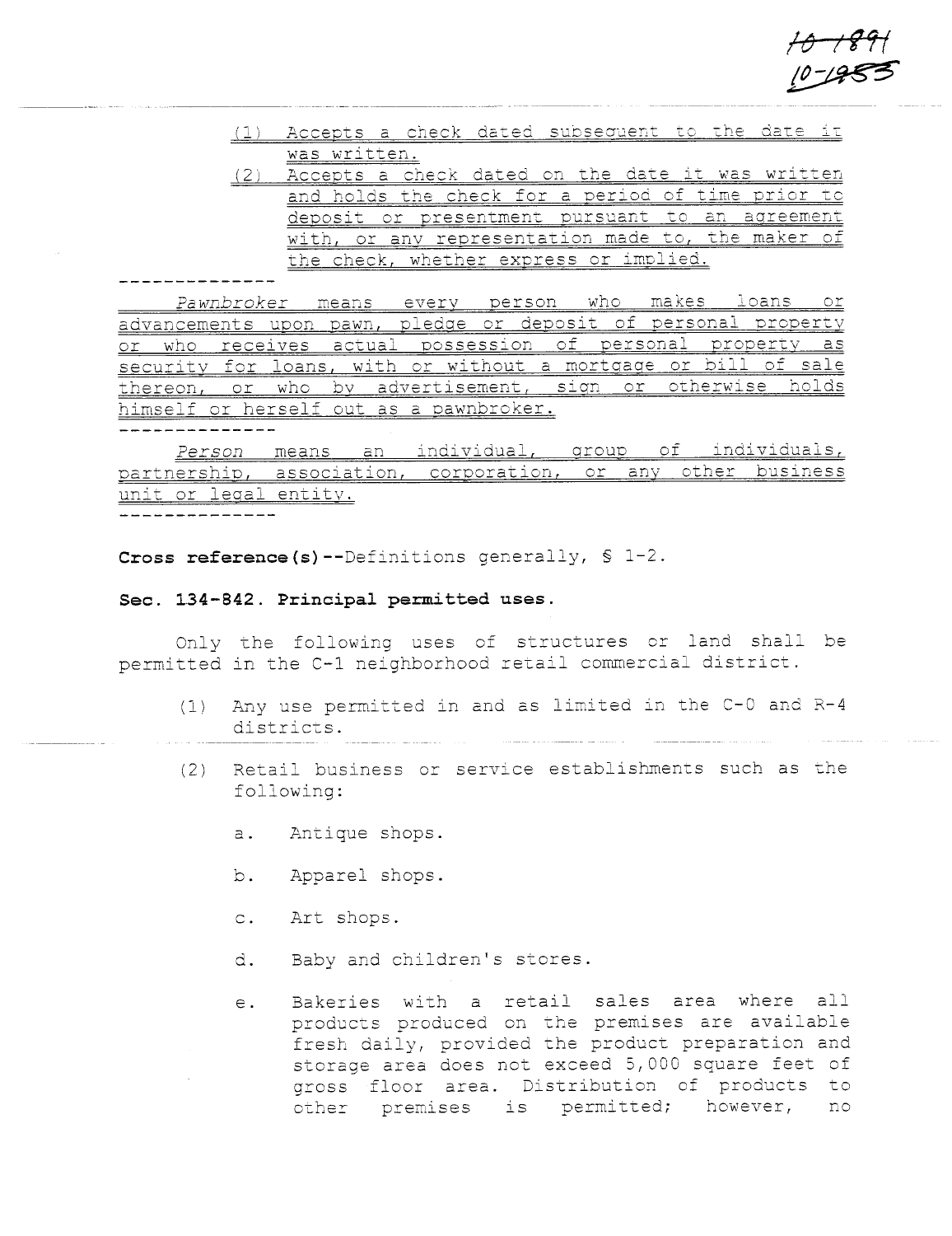10-1891
10-1985

(1) Accepts a check dated subsequent to the date it was written.

(2) Accepts a check dated on the date it was written and holds the check for a period of time prior to deposit or presentment pursuant to an agreement with, or any representation made to, the maker of the check, whether express or implied.

--------------

*Pawnbroker* means every person who makes loans or advancements upon pawn, pledge or deposit of personal property or who receives actual possession of personal property as security for loans, with or without a mortgage or bill of sale thereon, or who by advertisement, sign or otherwise holds himself or herself out as a pawnbroker.

--------------

*Person* means an individual, group of individuals, partnership, association, corporation, or any other business unit or legal entity.

--------------

**Cross reference(s)**--Definitions generally, § 1-2.

**Sec. 134-842. Principal permitted uses.**

Only the following uses of structures or land shall be permitted in the C-1 neighborhood retail commercial district.

(1) Any use permitted in and as limited in the C-0 and R-4 districts.

(2) Retail business or service establishments such as the following:

a. Antique shops.

b. Apparel shops.

c. Art shops.

d. Baby and children's stores.

e. Bakeries with a retail sales area where all products produced on the premises are available fresh daily, provided the product preparation and storage area does not exceed 5,000 square feet of gross floor area. Distribution of products to other premises is permitted; however, no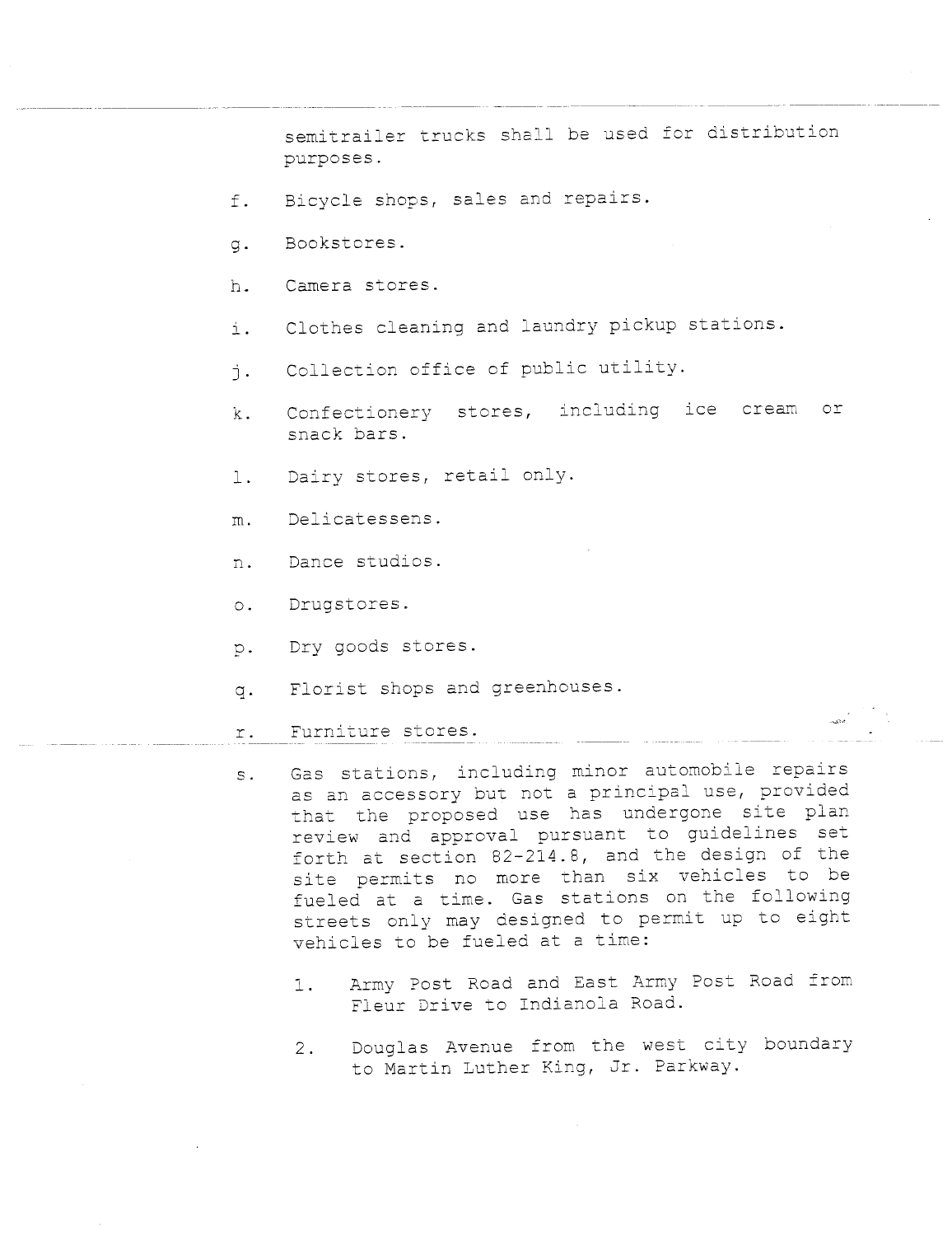semitrailer trucks shall be used for distribution purposes.

f. Bicycle shops, sales and repairs.

g. Bookstores.

h. Camera stores.

i. Clothes cleaning and laundry pickup stations.

j. Collection office of public utility.

k. Confectionery stores, including ice cream or snack bars.

l. Dairy stores, retail only.

m. Delicatessens.

n. Dance studios.

o. Drugstores.

p. Dry goods stores.

q. Florist shops and greenhouses.

r. Furniture stores.

s. Gas stations, including minor automobile repairs as an accessory but not a principal use, provided that the proposed use has undergone site plan review and approval pursuant to guidelines set forth at section 82-214.8, and the design of the site permits no more than six vehicles to be fueled at a time. Gas stations on the following streets only may designed to permit up to eight vehicles to be fueled at a time:

   1. Army Post Road and East Army Post Road from Fleur Drive to Indianola Road.

   2. Douglas Avenue from the west city boundary to Martin Luther King, Jr. Parkway.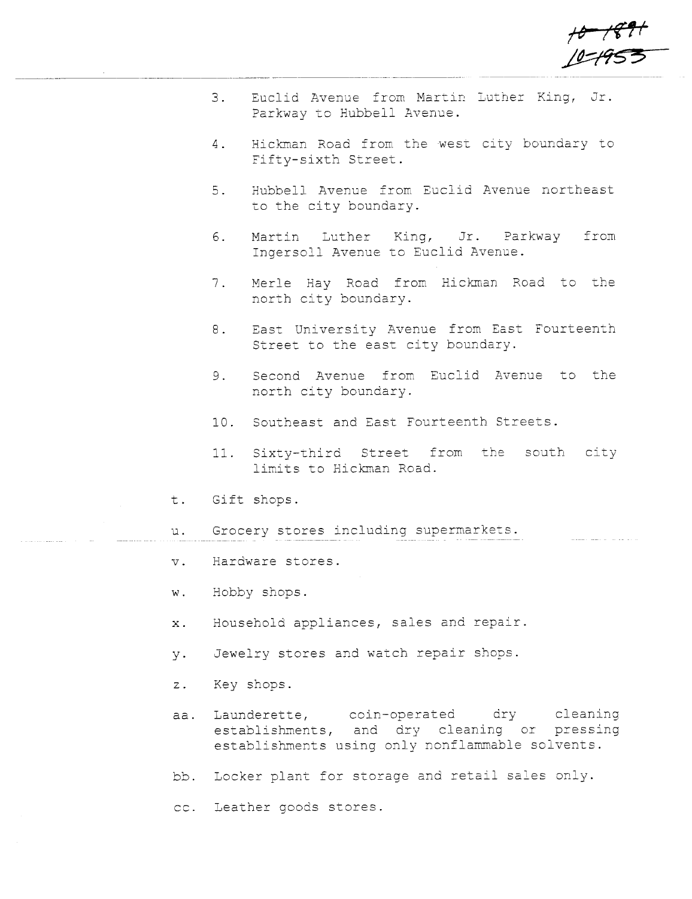10-1891
10-1953

3. Euclid Avenue from Martin Luther King, Jr. Parkway to Hubbell Avenue.

4. Hickman Road from the west city boundary to Fifty-sixth Street.

5. Hubbell Avenue from Euclid Avenue northeast to the city boundary.

6. Martin Luther King, Jr. Parkway from Ingersoll Avenue to Euclid Avenue.

7. Merle Hay Road from Hickman Road to the north city boundary.

8. East University Avenue from East Fourteenth Street to the east city boundary.

9. Second Avenue from Euclid Avenue to the north city boundary.

10. Southeast and East Fourteenth Streets.

11. Sixty-third Street from the south city limits to Hickman Road.

t. Gift shops.

u. Grocery stores including supermarkets.

v. Hardware stores.

w. Hobby shops.

x. Household appliances, sales and repair.

y. Jewelry stores and watch repair shops.

z. Key shops.

aa. Launderette, coin-operated dry cleaning establishments, and dry cleaning or pressing establishments using only nonflammable solvents.

bb. Locker plant for storage and retail sales only.

cc. Leather goods stores.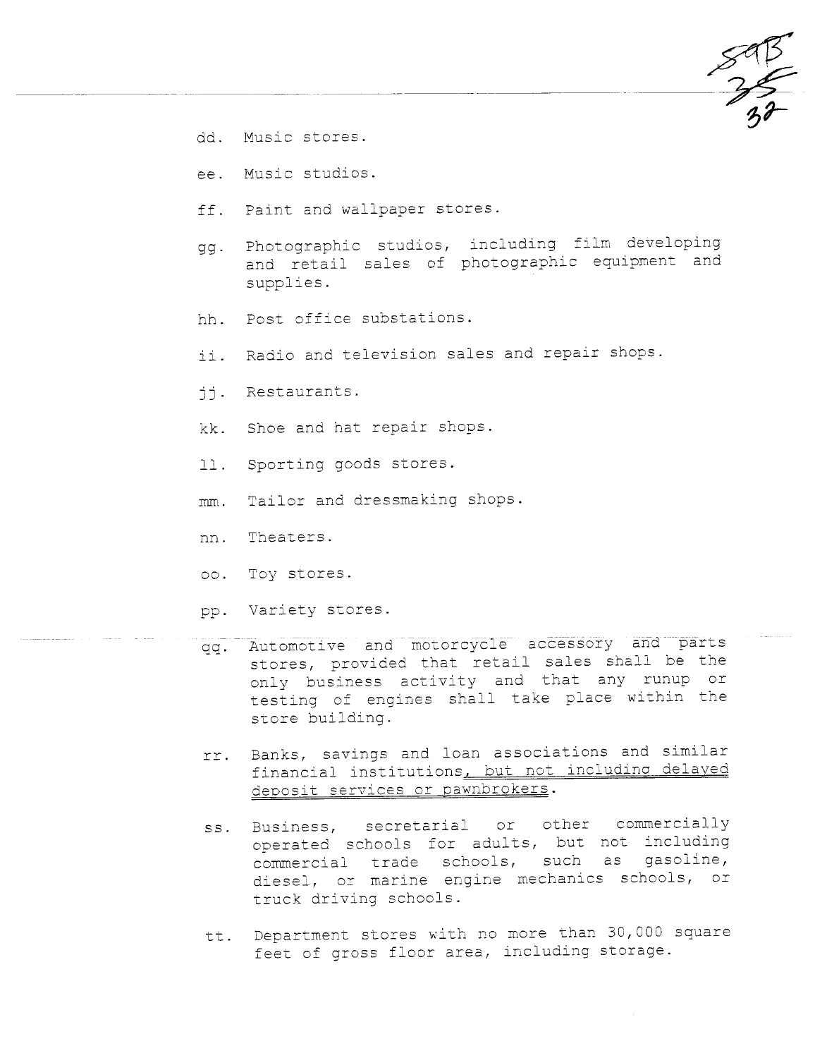dd. Music stores.

ee. Music studios.

ff. Paint and wallpaper stores.

gg. Photographic studios, including film developing and retail sales of photographic equipment and supplies.

hh. Post office substations.

ii. Radio and television sales and repair shops.

jj. Restaurants.

kk. Shoe and hat repair shops.

ll. Sporting goods stores.

mm. Tailor and dressmaking shops.

nn. Theaters.

oo. Toy stores.

pp. Variety stores.

qq. Automotive and motorcycle accessory and parts stores, provided that retail sales shall be the only business activity and that any runup or testing of engines shall take place within the store building.

rr. Banks, savings and loan associations and similar financial institutions, but not including delayed deposit services or pawnbrokers.

ss. Business, secretarial or other commercially operated schools for adults, but not including commercial trade schools, such as gasoline, diesel, or marine engine mechanics schools, or truck driving schools.

tt. Department stores with no more than 30,000 square feet of gross floor area, including storage.